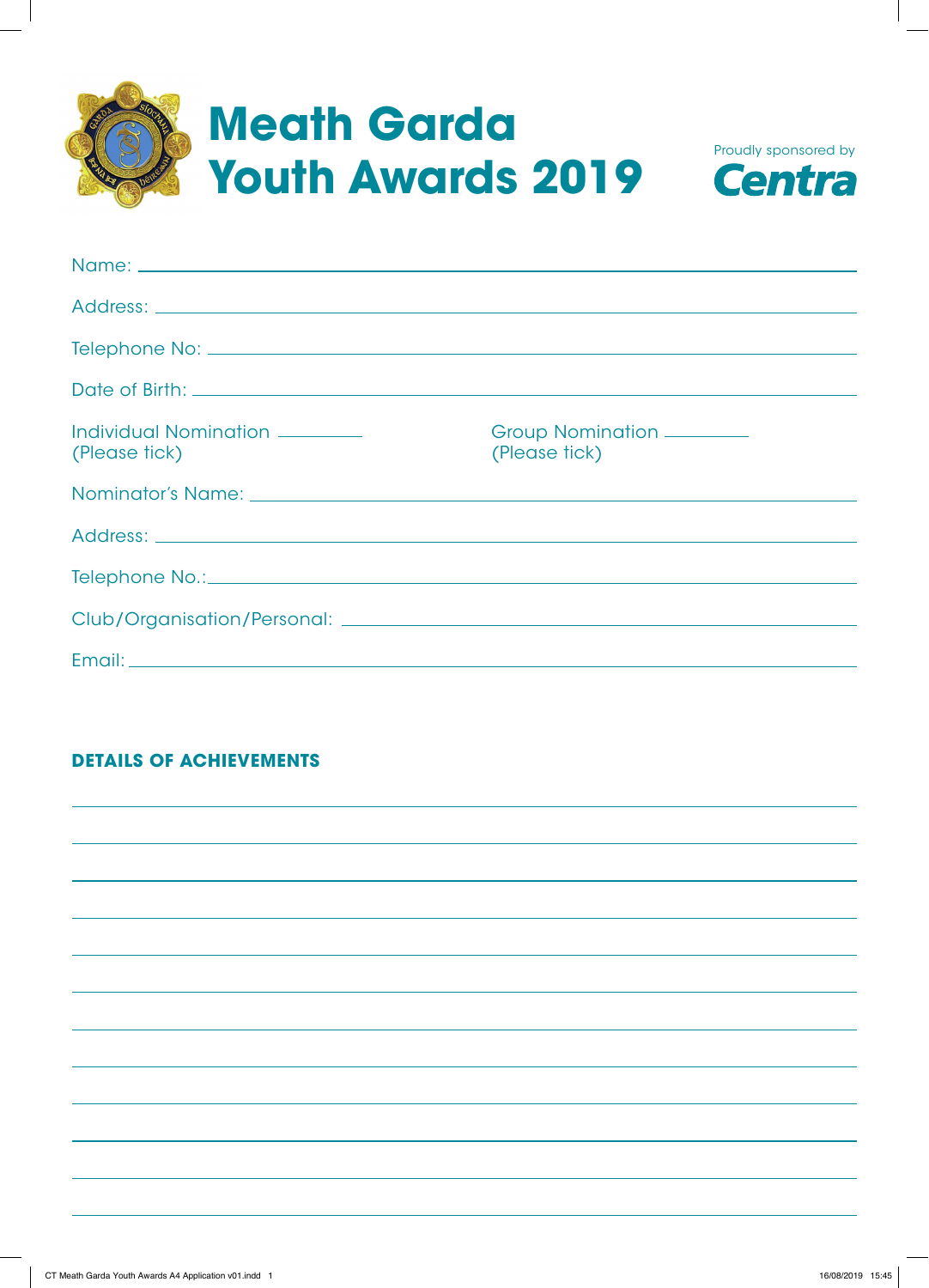# Meath Garda Youth Awards 2019

Proudly sponsored by **Centra**

Name: ______________________________

Address: ______________________________

Telephone No: ______________________________

Date of Birth: ______________________________

Individual Nomination ________ (Please tick)

Group Nomination ________ (Please tick)

Nominator's Name: ______________________________

Address: ______________________________

Telephone No.: ______________________________

Club/Organisation/Personal: ______________________________

Email: ______________________________

## DETAILS OF ACHIEVEMENTS

______________________________

______________________________

______________________________

______________________________

______________________________

______________________________

______________________________

______________________________

______________________________

______________________________

______________________________

______________________________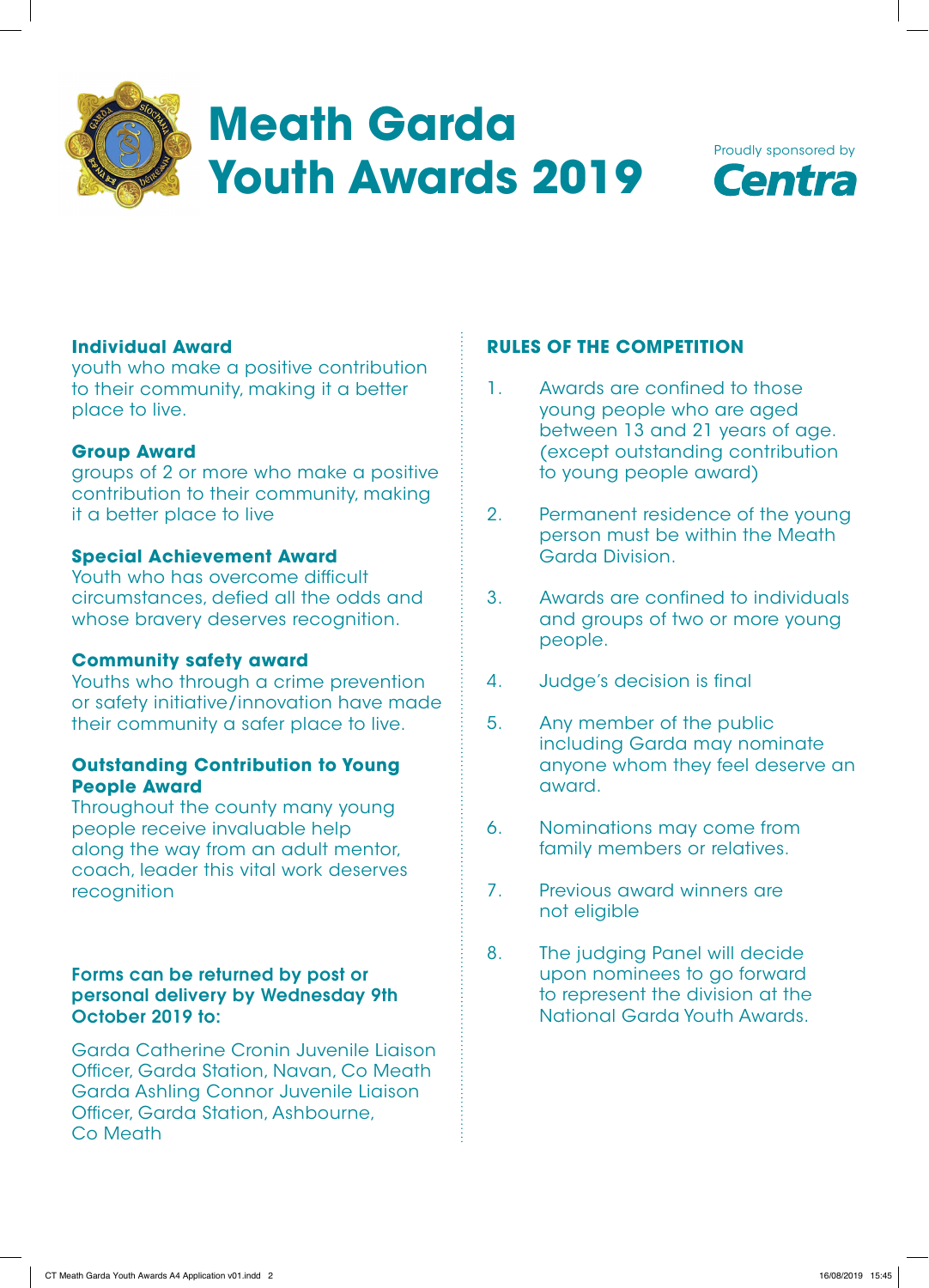# Meath Garda Youth Awards 2019

Proudly sponsored by **Centra**

**Individual Award**
youth who make a positive contribution to their community, making it a better place to live.

**Group Award**
groups of 2 or more who make a positive contribution to their community, making it a better place to live

**Special Achievement Award**
Youth who has overcome difficult circumstances, defied all the odds and whose bravery deserves recognition.

**Community safety award**
Youths who through a crime prevention or safety initiative/innovation have made their community a safer place to live.

**Outstanding Contribution to Young People Award**
Throughout the county many young people receive invaluable help along the way from an adult mentor, coach, leader this vital work deserves recognition

**Forms can be returned by post or personal delivery by Wednesday 9th October 2019 to:**

Garda Catherine Cronin Juvenile Liaison Officer, Garda Station, Navan, Co Meath
Garda Ashling Connor Juvenile Liaison Officer, Garda Station, Ashbourne, Co Meath

## RULES OF THE COMPETITION

1. Awards are confined to those young people who are aged between 13 and 21 years of age. (except outstanding contribution to young people award)
2. Permanent residence of the young person must be within the Meath Garda Division.
3. Awards are confined to individuals and groups of two or more young people.
4. Judge's decision is final
5. Any member of the public including Garda may nominate anyone whom they feel deserve an award.
6. Nominations may come from family members or relatives.
7. Previous award winners are not eligible
8. The judging Panel will decide upon nominees to go forward to represent the division at the National Garda Youth Awards.